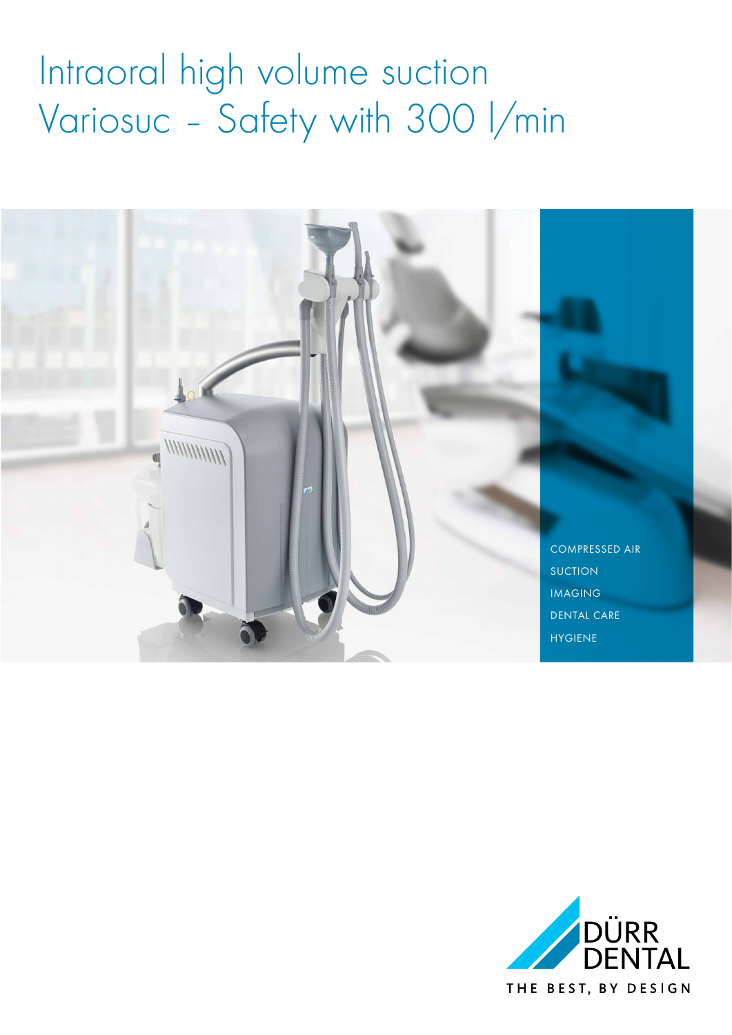# Intraoral high volume suction
# Variosuc – Safety with 300 l/min

COMPRESSED AIR
SUCTION
IMAGING
DENTAL CARE
HYGIENE

DÜRR DENTAL
THE BEST, BY DESIGN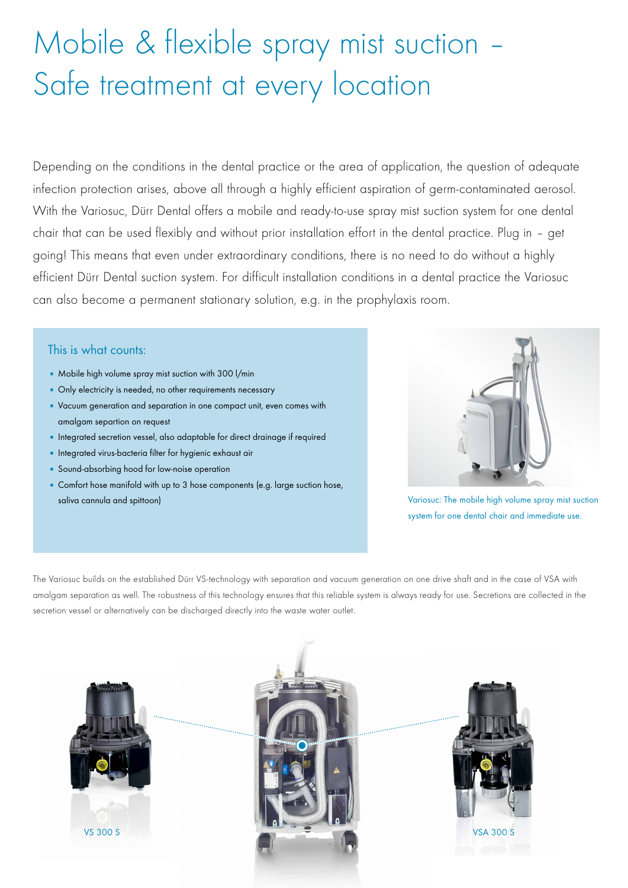# Mobile & flexible spray mist suction – Safe treatment at every location

Depending on the conditions in the dental practice or the area of application, the question of adequate infection protection arises, above all through a highly efficient aspiration of germ-contaminated aerosol. With the Variosuc, Dürr Dental offers a mobile and ready-to-use spray mist suction system for one dental chair that can be used flexibly and without prior installation effort in the dental practice. Plug in – get going! This means that even under extraordinary conditions, there is no need to do without a highly efficient Dürr Dental suction system. For difficult installation conditions in a dental practice the Variosuc can also become a permanent stationary solution, e.g. in the prophylaxis room.

## This is what counts:

- Mobile high volume spray mist suction with 300 l/min
- Only electricity is needed, no other requirements necessary
- Vacuum generation and separation in one compact unit, even comes with amalgam separtion on request
- Integrated secretion vessel, also adaptable for direct drainage if required
- Integrated virus-bacteria filter for hygienic exhaust air
- Sound-absorbing hood for low-noise operation
- Comfort hose manifold with up to 3 hose components (e.g. large suction hose, saliva cannula and spittoon)

Variosuc: The mobile high volume spray mist suction system for one dental chair and immediate use.

The Variosuc builds on the established Dürr VS-technology with separation and vacuum generation on one drive shaft and in the case of VSA with amalgam separation as well. The robustness of this technology ensures that this reliable system is always ready for use. Secretions are collected in the secretion vessel or alternatively can be discharged directly into the waste water outlet.

VS 300 S

VSA 300 S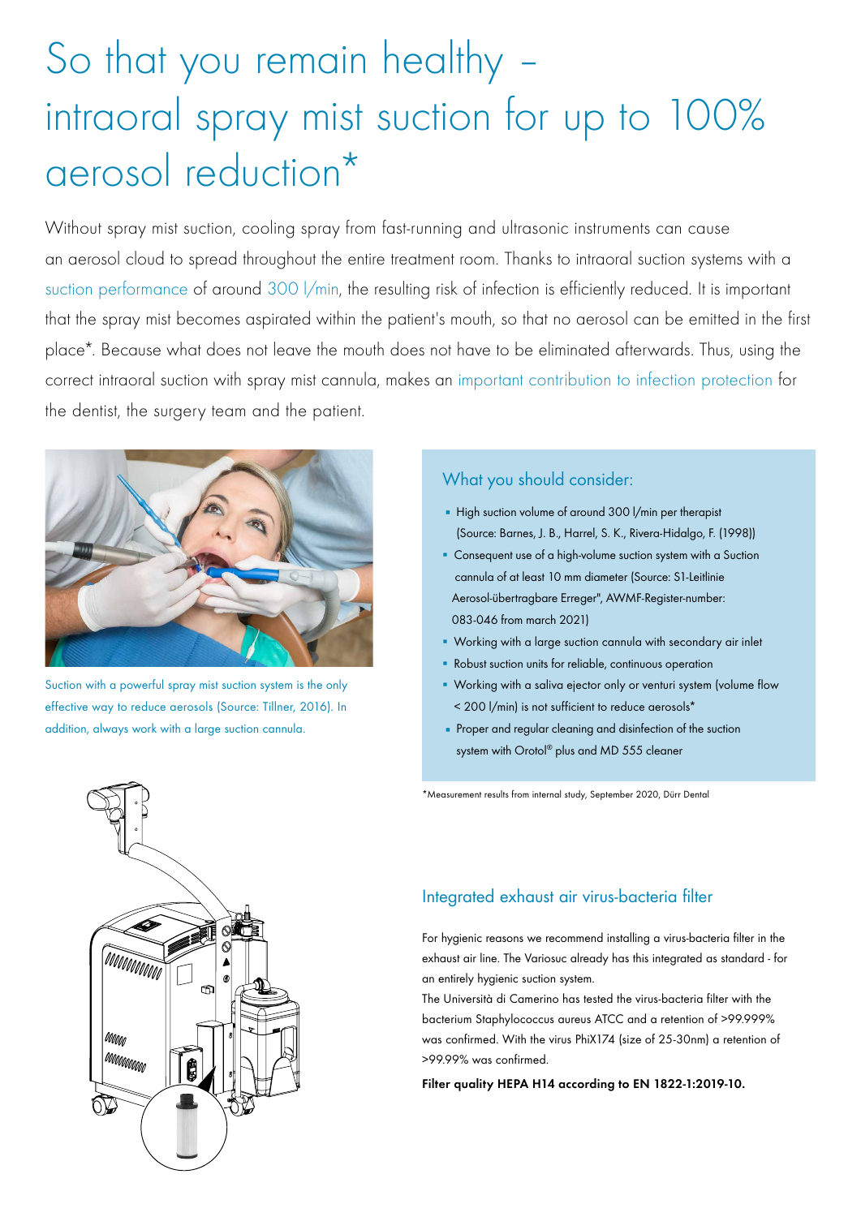# So that you remain healthy – intraoral spray mist suction for up to 100% aerosol reduction*

Without spray mist suction, cooling spray from fast-running and ultrasonic instruments can cause an aerosol cloud to spread throughout the entire treatment room. Thanks to intraoral suction systems with a suction performance of around 300 l/min, the resulting risk of infection is efficiently reduced. It is important that the spray mist becomes aspirated within the patient's mouth, so that no aerosol can be emitted in the first place*. Because what does not leave the mouth does not have to be eliminated afterwards. Thus, using the correct intraoral suction with spray mist cannula, makes an important contribution to infection protection for the dentist, the surgery team and the patient.

Suction with a powerful spray mist suction system is the only effective way to reduce aerosols (Source: Tillner, 2016). In addition, always work with a large suction cannula.

## What you should consider:

- High suction volume of around 300 l/min per therapist (Source: Barnes, J. B., Harrel, S. K., Rivera-Hidalgo, F. (1998))
- Consequent use of a high-volume suction system with a Suction cannula of at least 10 mm diameter (Source: S1-Leitlinie Aerosol-übertragbare Erreger", AWMF-Register-number: 083-046 from march 2021)
- Working with a large suction cannula with secondary air inlet
- Robust suction units for reliable, continuous operation
- Working with a saliva ejector only or venturi system (volume flow < 200 l/min) is not sufficient to reduce aerosols*
- Proper and regular cleaning and disinfection of the suction system with Orotol® plus and MD 555 cleaner

*Measurement results from internal study, September 2020, Dürr Dental

## Integrated exhaust air virus-bacteria filter

For hygienic reasons we recommend installing a virus-bacteria filter in the exhaust air line. The Variosuc already has this integrated as standard - for an entirely hygienic suction system.
The Università di Camerino has tested the virus-bacteria filter with the bacterium Staphylococcus aureus ATCC and a retention of >99.999% was confirmed. With the virus PhiX174 (size of 25-30nm) a retention of >99.99% was confirmed.

**Filter quality HEPA H14 according to EN 1822-1:2019-10.**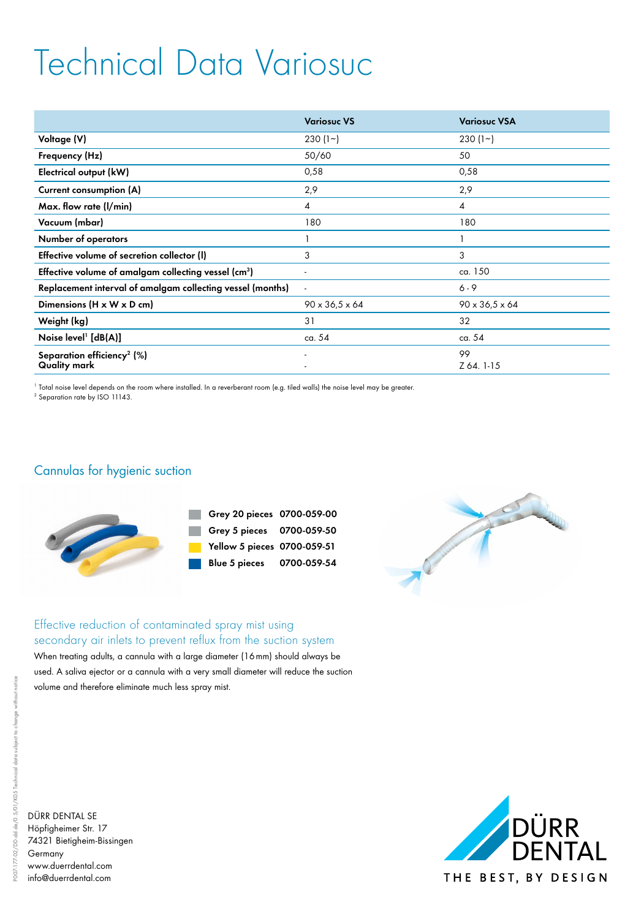# Technical Data Variosuc

| | Variosuc VS | Variosuc VSA |
|---|---|---|
| **Voltage (V)** | 230 (1~) | 230 (1~) |
| **Frequency (Hz)** | 50/60 | 50 |
| **Electrical output (kW)** | 0,58 | 0,58 |
| **Current consumption (A)** | 2,9 | 2,9 |
| **Max. flow rate (l/min)** | 4 | 4 |
| **Vacuum (mbar)** | 180 | 180 |
| **Number of operators** | 1 | 1 |
| **Effective volume of secretion collector (l)** | 3 | 3 |
| **Effective volume of amalgam collecting vessel ($cm^3$)** | - | ca. 150 |
| **Replacement interval of amalgam collecting vessel (months)** | - | 6 - 9 |
| **Dimensions (H x W x D cm)** | 90 x 36,5 x 64 | 90 x 36,5 x 64 |
| **Weight (kg)** | 31 | 32 |
| **Noise level[1] [dB(A)]** | ca. 54 | ca. 54 |
| **Separation efficiency[2] (%)** | - | 99 |
| **Quality mark** | - | Z 64. 1-15 |

[1] Total noise level depends on the room where installed. In a reverberant room (e.g. tiled walls) the noise level may be greater.
[2] Separation rate by ISO 11143.

## Cannulas for hygienic suction

| | |
|---|---|
| **Grey 20 pieces** | **0700-059-00** |
| **Grey 5 pieces** | **0700-059-50** |
| **Yellow 5 pieces** | **0700-059-51** |
| **Blue 5 pieces** | **0700-059-54** |

## Effective reduction of contaminated spray mist using secondary air inlets to prevent reflux from the suction system

When treating adults, a cannula with a large diameter (16 mm) should always be used. A saliva ejector or a cannula with a very small diameter will reduce the suction volume and therefore eliminate much less spray mist.

DÜRR DENTAL SE
Höpfigheimer Str. 17
74321 Bietigheim-Bissingen
Germany
www.duerrdental.com
info@duerrdental.com

DÜRR DENTAL
THE BEST, BY DESIGN

P007-177-02/DD-dd-de/0.5/01/K05 Technical data subject to change without notice